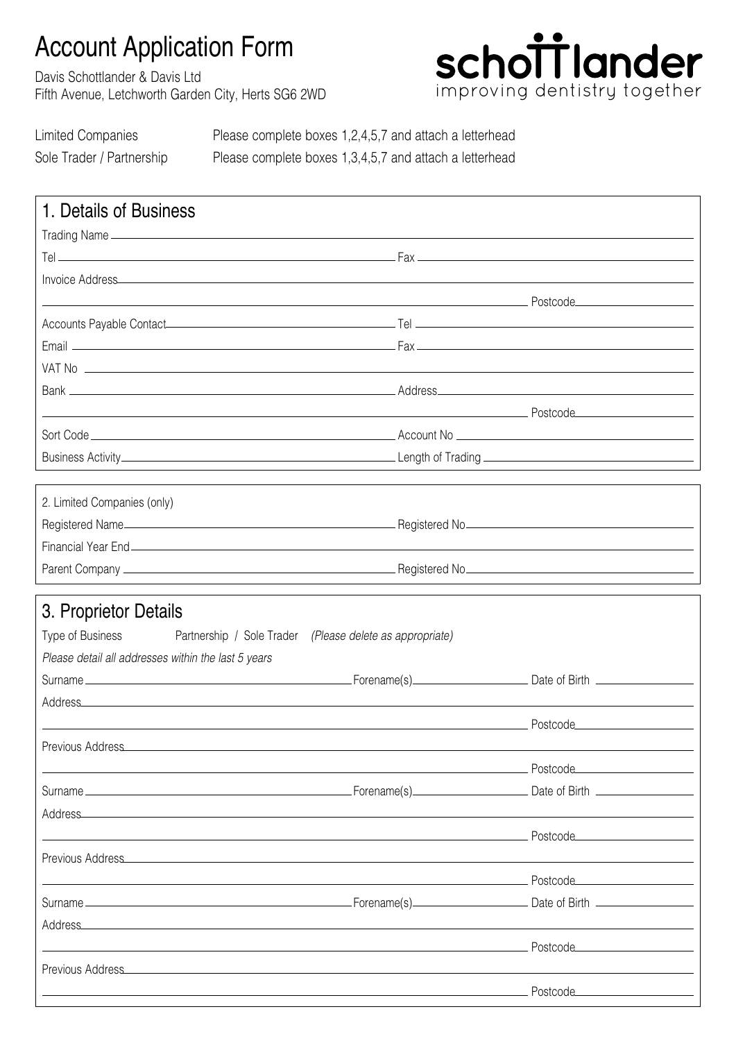# Account Application Form

Davis Schottlander & Davis Ltd
Fifth Avenue, Letchworth Garden City, Herts SG6 2WD

schottlander
improving dentistry together

Limited Companies — Please complete boxes 1,2,4,5,7 and attach a letterhead
Sole Trader / Partnership — Please complete boxes 1,3,4,5,7 and attach a letterhead

## 1. Details of Business

Trading Name \_\_\_\_\_\_\_\_\_\_\_\_\_\_\_\_\_\_\_\_

Tel \_\_\_\_\_\_\_\_\_\_\_\_\_\_\_\_\_\_\_\_ Fax \_\_\_\_\_\_\_\_\_\_\_\_\_\_\_\_\_\_\_\_

Invoice Address \_\_\_\_\_\_\_\_\_\_\_\_\_\_\_\_\_\_\_\_

\_\_\_\_\_\_\_\_\_\_\_\_\_\_\_\_\_\_\_\_ Postcode \_\_\_\_\_\_\_\_\_\_\_\_\_\_\_\_\_\_\_\_

Accounts Payable Contact \_\_\_\_\_\_\_\_\_\_\_\_\_\_\_\_\_\_\_\_ Tel \_\_\_\_\_\_\_\_\_\_\_\_\_\_\_\_\_\_\_\_

Email \_\_\_\_\_\_\_\_\_\_\_\_\_\_\_\_\_\_\_\_ Fax \_\_\_\_\_\_\_\_\_\_\_\_\_\_\_\_\_\_\_\_

VAT No \_\_\_\_\_\_\_\_\_\_\_\_\_\_\_\_\_\_\_\_

Bank \_\_\_\_\_\_\_\_\_\_\_\_\_\_\_\_\_\_\_\_ Address \_\_\_\_\_\_\_\_\_\_\_\_\_\_\_\_\_\_\_\_

\_\_\_\_\_\_\_\_\_\_\_\_\_\_\_\_\_\_\_\_ Postcode \_\_\_\_\_\_\_\_\_\_\_\_\_\_\_\_\_\_\_\_

Sort Code \_\_\_\_\_\_\_\_\_\_\_\_\_\_\_\_\_\_\_\_ Account No \_\_\_\_\_\_\_\_\_\_\_\_\_\_\_\_\_\_\_\_

Business Activity \_\_\_\_\_\_\_\_\_\_\_\_\_\_\_\_\_\_\_\_ Length of Trading \_\_\_\_\_\_\_\_\_\_\_\_\_\_\_\_\_\_\_\_

## 2. Limited Companies (only)

Registered Name \_\_\_\_\_\_\_\_\_\_\_\_\_\_\_\_\_\_\_\_ Registered No \_\_\_\_\_\_\_\_\_\_\_\_\_\_\_\_\_\_\_\_

Financial Year End \_\_\_\_\_\_\_\_\_\_\_\_\_\_\_\_\_\_\_\_

Parent Company \_\_\_\_\_\_\_\_\_\_\_\_\_\_\_\_\_\_\_\_ Registered No \_\_\_\_\_\_\_\_\_\_\_\_\_\_\_\_\_\_\_\_

## 3. Proprietor Details

Type of Business — Partnership / Sole Trader *(Please delete as appropriate)*

*Please detail all addresses within the last 5 years*

Surname \_\_\_\_\_\_\_\_\_\_\_\_\_\_\_\_\_\_\_\_ Forename(s) \_\_\_\_\_\_\_\_\_\_\_\_\_\_\_\_\_\_\_\_ Date of Birth \_\_\_\_\_\_\_\_\_\_\_\_\_\_\_\_\_\_\_\_

Address \_\_\_\_\_\_\_\_\_\_\_\_\_\_\_\_\_\_\_\_

\_\_\_\_\_\_\_\_\_\_\_\_\_\_\_\_\_\_\_\_ Postcode \_\_\_\_\_\_\_\_\_\_\_\_\_\_\_\_\_\_\_\_

Previous Address \_\_\_\_\_\_\_\_\_\_\_\_\_\_\_\_\_\_\_\_

\_\_\_\_\_\_\_\_\_\_\_\_\_\_\_\_\_\_\_\_ Postcode \_\_\_\_\_\_\_\_\_\_\_\_\_\_\_\_\_\_\_\_

Surname \_\_\_\_\_\_\_\_\_\_\_\_\_\_\_\_\_\_\_\_ Forename(s) \_\_\_\_\_\_\_\_\_\_\_\_\_\_\_\_\_\_\_\_ Date of Birth \_\_\_\_\_\_\_\_\_\_\_\_\_\_\_\_\_\_\_\_

Address \_\_\_\_\_\_\_\_\_\_\_\_\_\_\_\_\_\_\_\_

\_\_\_\_\_\_\_\_\_\_\_\_\_\_\_\_\_\_\_\_ Postcode \_\_\_\_\_\_\_\_\_\_\_\_\_\_\_\_\_\_\_\_

Previous Address \_\_\_\_\_\_\_\_\_\_\_\_\_\_\_\_\_\_\_\_

\_\_\_\_\_\_\_\_\_\_\_\_\_\_\_\_\_\_\_\_ Postcode \_\_\_\_\_\_\_\_\_\_\_\_\_\_\_\_\_\_\_\_

Surname \_\_\_\_\_\_\_\_\_\_\_\_\_\_\_\_\_\_\_\_ Forename(s) \_\_\_\_\_\_\_\_\_\_\_\_\_\_\_\_\_\_\_\_ Date of Birth \_\_\_\_\_\_\_\_\_\_\_\_\_\_\_\_\_\_\_\_

Address \_\_\_\_\_\_\_\_\_\_\_\_\_\_\_\_\_\_\_\_

\_\_\_\_\_\_\_\_\_\_\_\_\_\_\_\_\_\_\_\_ Postcode \_\_\_\_\_\_\_\_\_\_\_\_\_\_\_\_\_\_\_\_

Previous Address \_\_\_\_\_\_\_\_\_\_\_\_\_\_\_\_\_\_\_\_

\_\_\_\_\_\_\_\_\_\_\_\_\_\_\_\_\_\_\_\_ Postcode \_\_\_\_\_\_\_\_\_\_\_\_\_\_\_\_\_\_\_\_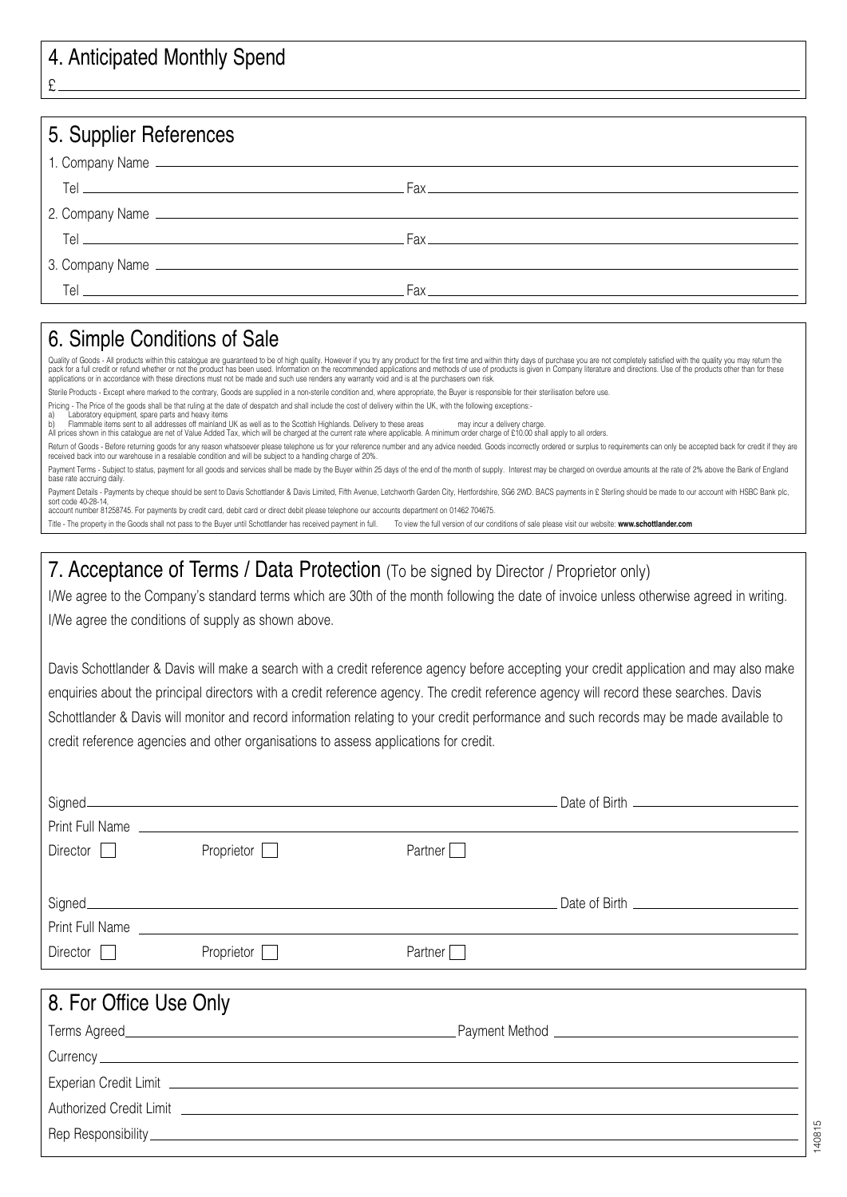## 4. Anticipated Monthly Spend

£ ____________________

## 5. Supplier References

1. Company Name ____________________

Tel ____________________ Fax ____________________

2. Company Name ____________________

Tel ____________________ Fax ____________________

3. Company Name ____________________

Tel ____________________ Fax ____________________

## 6. Simple Conditions of Sale

Quality of Goods - All products within this catalogue are guaranteed to be of high quality. However if you try any product for the first time and within thirty days of purchase you are not completely satisfied with the quality you may return the pack for a full credit or refund whether or not the product has been used. Information on the recommended applications and methods of use of products is given in Company literature and directions. Use of the products other than for these applications or in accordance with these directions must not be made and such use renders any warranty void and is at the purchasers own risk.

Sterile Products - Except where marked to the contrary, Goods are supplied in a non-sterile condition and, where appropriate, the Buyer is responsible for their sterilisation before use.

Pricing - The Price of the goods shall be that ruling at the date of despatch and shall include the cost of delivery within the UK, with the following exceptions:-
a) Laboratory equipment, spare parts and heavy items
b) Flammable items sent to all addresses off mainland UK as well as to the Scottish Highlands. Delivery to these areas may incur a delivery charge.
All prices shown in this catalogue are net of Value Added Tax, which will be charged at the current rate where applicable. A minimum order charge of £10.00 shall apply to all orders.

Return of Goods - Before returning goods for any reason whatsoever please telephone us for your reference number and any advice needed. Goods incorrectly ordered or surplus to requirements can only be accepted back for credit if they are received back into our warehouse in a resalable condition and will be subject to a handling charge of 20%.

Payment Terms - Subject to status, payment for all goods and services shall be made by the Buyer within 25 days of the end of the month of supply. Interest may be charged on overdue amounts at the rate of 2% above the Bank of England base rate accruing daily.

Payment Details - Payments by cheque should be sent to Davis Schottlander & Davis Limited, Fifth Avenue, Letchworth Garden City, Hertfordshire, SG6 2WD. BACS payments in £ Sterling should be made to our account with HSBC Bank plc, sort code 40-28-14, account number 81258745. For payments by credit card, debit card or direct debit please telephone our accounts department on 01462 704675.

Title - The property in the Goods shall not pass to the Buyer until Schottlander has received payment in full. To view the full version of our conditions of sale please visit our website: **www.schottlander.com**

## 7. Acceptance of Terms / Data Protection (To be signed by Director / Proprietor only)

I/We agree to the Company's standard terms which are 30th of the month following the date of invoice unless otherwise agreed in writing.

I/We agree the conditions of supply as shown above.

Davis Schottlander & Davis will make a search with a credit reference agency before accepting your credit application and may also make enquiries about the principal directors with a credit reference agency. The credit reference agency will record these searches. Davis Schottlander & Davis will monitor and record information relating to your credit performance and such records may be made available to credit reference agencies and other organisations to assess applications for credit.

Signed ____________________ Date of Birth ____________________

Print Full Name ____________________

Director ☐ Proprietor ☐ Partner ☐

Signed ____________________ Date of Birth ____________________

Print Full Name ____________________

Director ☐ Proprietor ☐ Partner ☐

## 8. For Office Use Only

Terms Agreed ____________________ Payment Method ____________________

Currency ____________________

Experian Credit Limit ____________________

Authorized Credit Limit ____________________

Rep Responsibility ____________________

140815